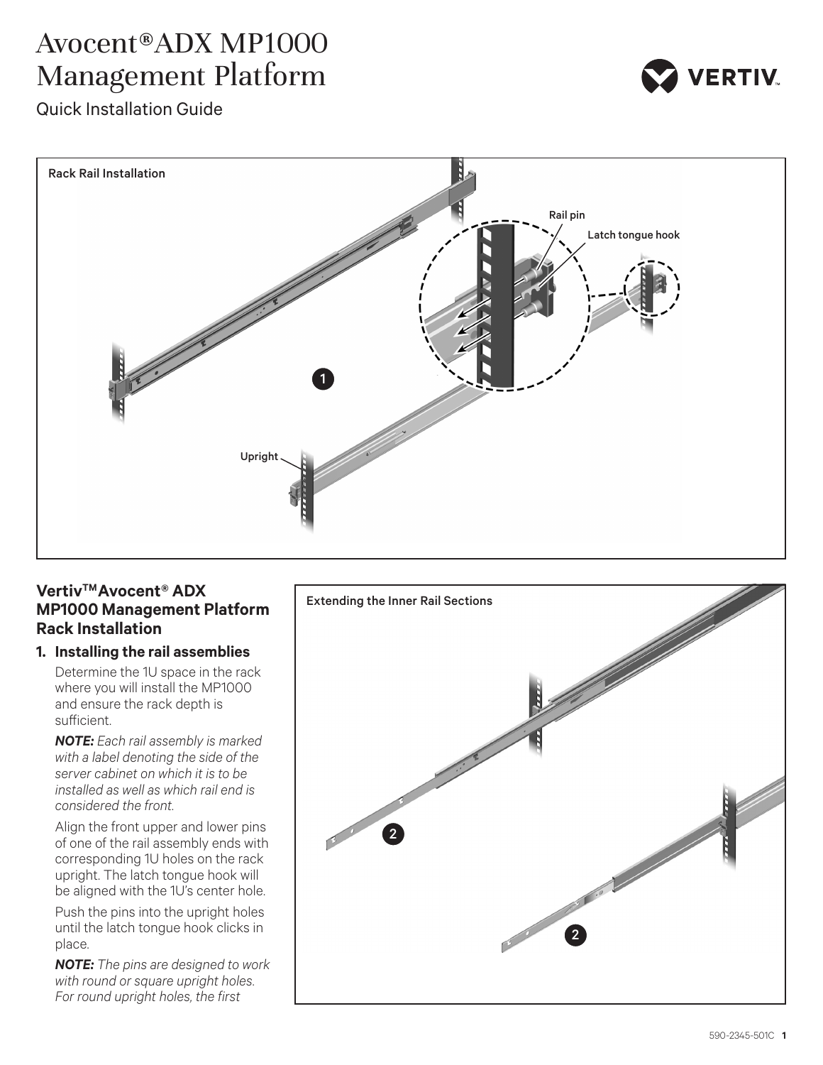# Avocent® ADX MP1000 Management Platform

Quick Installation Guide

Rack Rail Installation

Rail pin

Latch tongue hook

Upright

## Vertiv™ Avocent® ADX MP1000 Management Platform Rack Installation

### 1. Installing the rail assemblies

Determine the 1U space in the rack where you will install the MP1000 and ensure the rack depth is sufficient.

***NOTE:*** *Each rail assembly is marked with a label denoting the side of the server cabinet on which it is to be installed as well as which rail end is considered the front.*

Align the front upper and lower pins of one of the rail assembly ends with corresponding 1U holes on the rack upright. The latch tongue hook will be aligned with the 1U's center hole.

Push the pins into the upright holes until the latch tongue hook clicks in place.

***NOTE:*** *The pins are designed to work with round or square upright holes. For round upright holes, the first*

Extending the Inner Rail Sections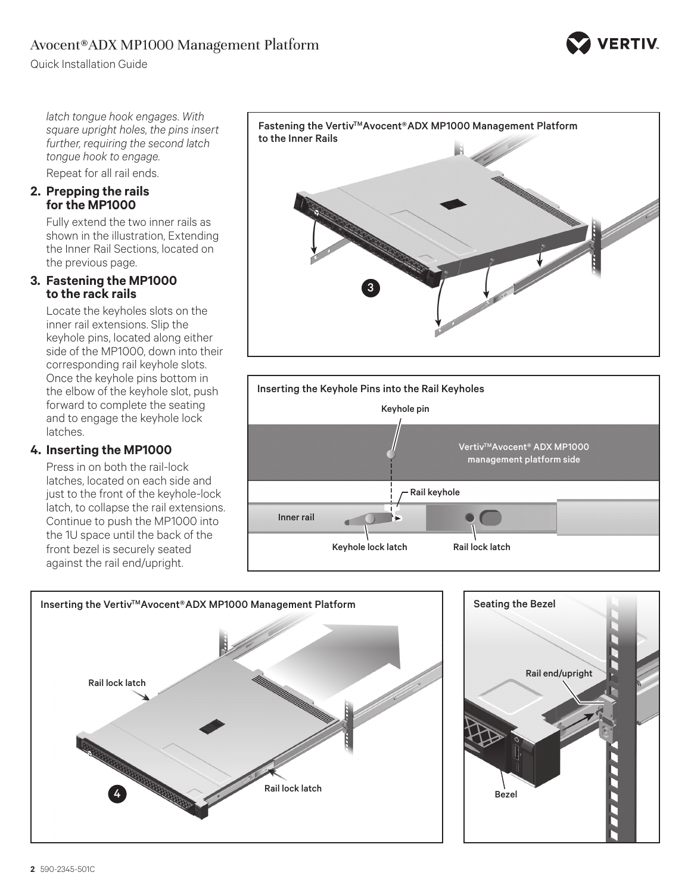*latch tongue hook engages. With square upright holes, the pins insert further, requiring the second latch tongue hook to engage.*

Repeat for all rail ends.

**2. Prepping the rails for the MP1000**

Fully extend the two inner rails as shown in the illustration, Extending the Inner Rail Sections, located on the previous page.

**3. Fastening the MP1000 to the rack rails**

Locate the keyholes slots on the inner rail extensions. Slip the keyhole pins, located along either side of the MP1000, down into their corresponding rail keyhole slots. Once the keyhole pins bottom in the elbow of the keyhole slot, push forward to complete the seating and to engage the keyhole lock latches.

**4. Inserting the MP1000**

Press in on both the rail-lock latches, located on each side and just to the front of the keyhole-lock latch, to collapse the rail extensions. Continue to push the MP1000 into the 1U space until the back of the front bezel is securely seated against the rail end/upright.

Fastening the Vertiv™ Avocent® ADX MP1000 Management Platform to the Inner Rails

Inserting the Keyhole Pins into the Rail Keyholes

Keyhole pin

Vertiv™ Avocent® ADX MP1000 management platform side

Rail keyhole

Inner rail

Keyhole lock latch

Rail lock latch

Inserting the Vertiv™ Avocent® ADX MP1000 Management Platform

Rail lock latch

Rail lock latch

Seating the Bezel

Rail end/upright

Bezel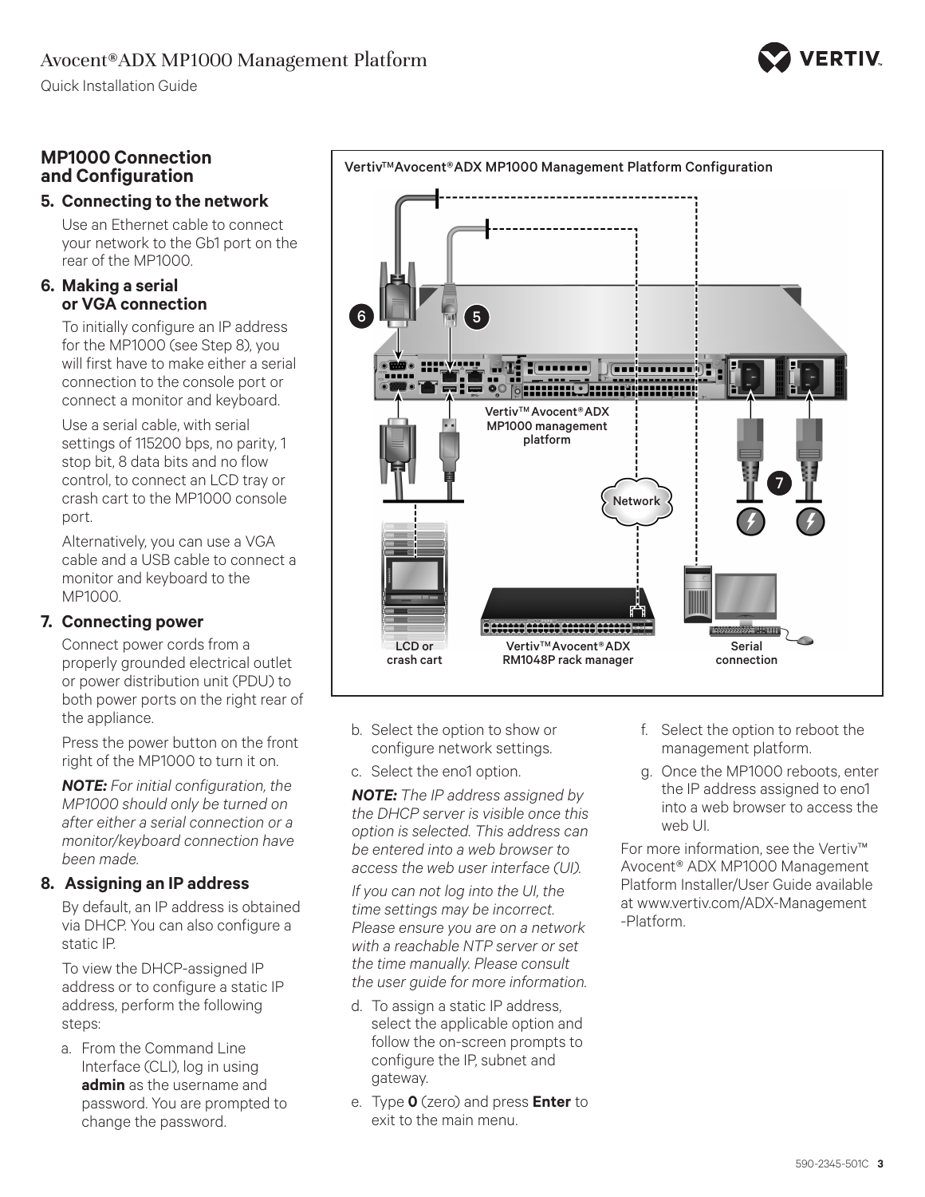## MP1000 Connection and Configuration

### 5. Connecting to the network

Use an Ethernet cable to connect your network to the Gb1 port on the rear of the MP1000.

### 6. Making a serial or VGA connection

To initially configure an IP address for the MP1000 (see Step 8), you will first have to make either a serial connection to the console port or connect a monitor and keyboard.

Use a serial cable, with serial settings of 115200 bps, no parity, 1 stop bit, 8 data bits and no flow control, to connect an LCD tray or crash cart to the MP1000 console port.

Alternatively, you can use a VGA cable and a USB cable to connect a monitor and keyboard to the MP1000.

### 7. Connecting power

Connect power cords from a properly grounded electrical outlet or power distribution unit (PDU) to both power ports on the right rear of the appliance.

Press the power button on the front right of the MP1000 to turn it on.

***NOTE:*** *For initial configuration, the MP1000 should only be turned on after either a serial connection or a monitor/keyboard connection have been made.*

### 8. Assigning an IP address

By default, an IP address is obtained via DHCP. You can also configure a static IP.

To view the DHCP-assigned IP address or to configure a static IP address, perform the following steps:

a. From the Command Line Interface (CLI), log in using **admin** as the username and password. You are prompted to change the password.

Vertiv™ Avocent® ADX MP1000 Management Platform Configuration

b. Select the option to show or configure network settings.

c. Select the eno1 option.

***NOTE:*** *The IP address assigned by the DHCP server is visible once this option is selected. This address can be entered into a web browser to access the web user interface (UI).*

*If you can not log into the UI, the time settings may be incorrect. Please ensure you are on a network with a reachable NTP server or set the time manually. Please consult the user guide for more information.*

d. To assign a static IP address, select the applicable option and follow the on-screen prompts to configure the IP, subnet and gateway.

e. Type **0** (zero) and press **Enter** to exit to the main menu.

f. Select the option to reboot the management platform.

g. Once the MP1000 reboots, enter the IP address assigned to eno1 into a web browser to access the web UI.

For more information, see the Vertiv™ Avocent® ADX MP1000 Management Platform Installer/User Guide available at www.vertiv.com/ADX-Management-Platform.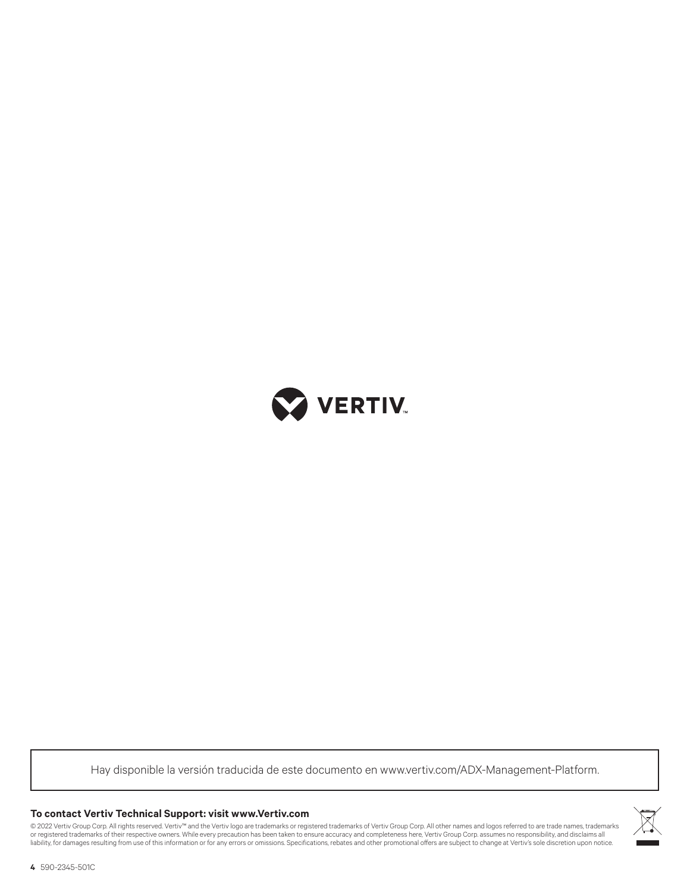VERTIV™

Hay disponible la versión traducida de este documento en www.vertiv.com/ADX-Management-Platform.

**To contact Vertiv Technical Support: visit www.Vertiv.com**

© 2022 Vertiv Group Corp. All rights reserved. Vertiv™ and the Vertiv logo are trademarks or registered trademarks of Vertiv Group Corp. All other names and logos referred to are trade names, trademarks or registered trademarks of their respective owners. While every precaution has been taken to ensure accuracy and completeness here, Vertiv Group Corp. assumes no responsibility, and disclaims all liability, for damages resulting from use of this information or for any errors or omissions. Specifications, rebates and other promotional offers are subject to change at Vertiv's sole discretion upon notice.

590-2345-501C